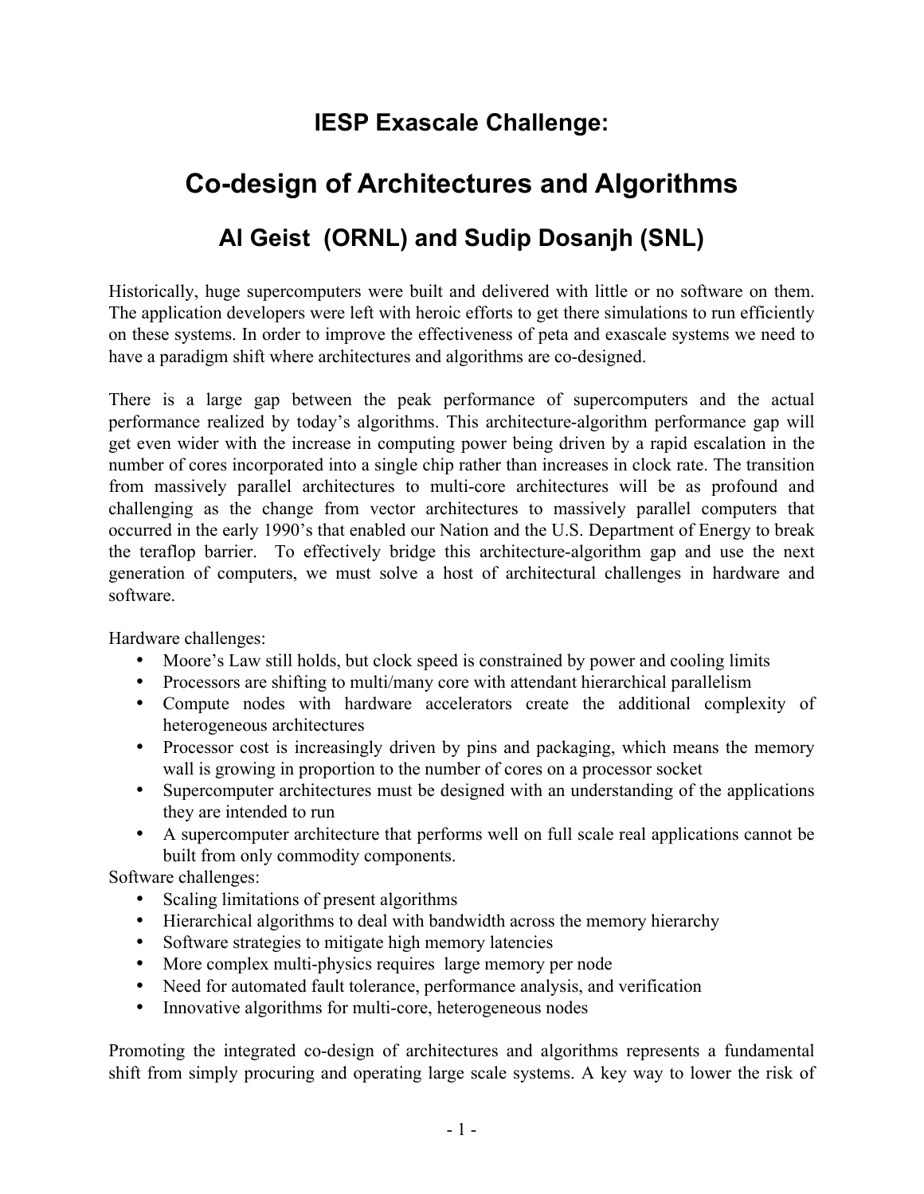# IESP Exascale Challenge:

# Co-design of Architectures and Algorithms

## Al Geist (ORNL) and Sudip Dosanjh (SNL)

Historically, huge supercomputers were built and delivered with little or no software on them. The application developers were left with heroic efforts to get there simulations to run efficiently on these systems. In order to improve the effectiveness of peta and exascale systems we need to have a paradigm shift where architectures and algorithms are co-designed.

There is a large gap between the peak performance of supercomputers and the actual performance realized by today's algorithms. This architecture-algorithm performance gap will get even wider with the increase in computing power being driven by a rapid escalation in the number of cores incorporated into a single chip rather than increases in clock rate. The transition from massively parallel architectures to multi-core architectures will be as profound and challenging as the change from vector architectures to massively parallel computers that occurred in the early 1990's that enabled our Nation and the U.S. Department of Energy to break the teraflop barrier. To effectively bridge this architecture-algorithm gap and use the next generation of computers, we must solve a host of architectural challenges in hardware and software.

Hardware challenges:

- Moore's Law still holds, but clock speed is constrained by power and cooling limits
- Processors are shifting to multi/many core with attendant hierarchical parallelism
- Compute nodes with hardware accelerators create the additional complexity of heterogeneous architectures
- Processor cost is increasingly driven by pins and packaging, which means the memory wall is growing in proportion to the number of cores on a processor socket
- Supercomputer architectures must be designed with an understanding of the applications they are intended to run
- A supercomputer architecture that performs well on full scale real applications cannot be built from only commodity components.

Software challenges:

- Scaling limitations of present algorithms
- Hierarchical algorithms to deal with bandwidth across the memory hierarchy
- Software strategies to mitigate high memory latencies
- More complex multi-physics requires large memory per node
- Need for automated fault tolerance, performance analysis, and verification
- Innovative algorithms for multi-core, heterogeneous nodes

Promoting the integrated co-design of architectures and algorithms represents a fundamental shift from simply procuring and operating large scale systems. A key way to lower the risk of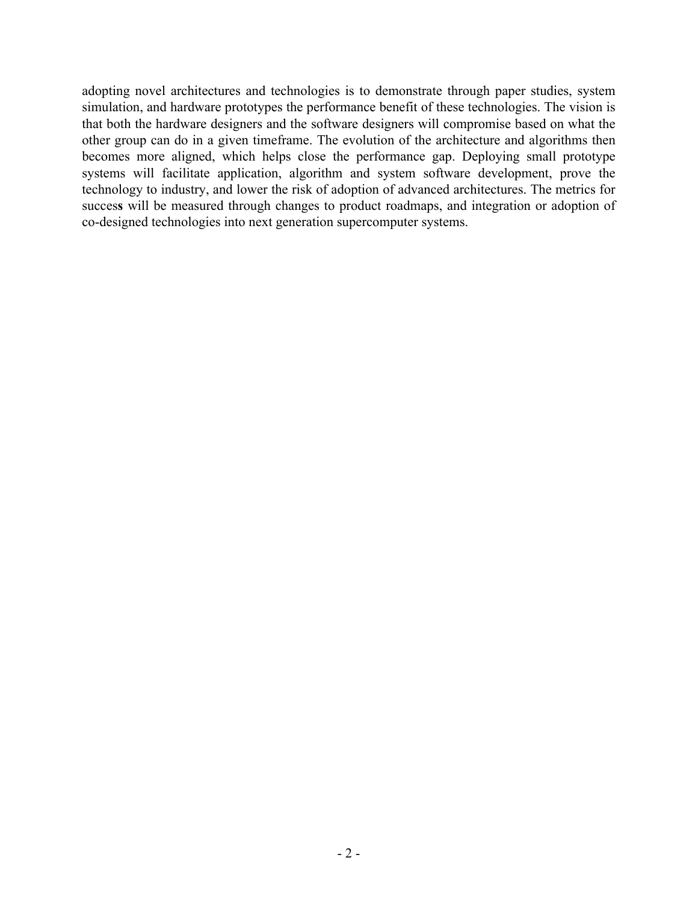adopting novel architectures and technologies is to demonstrate through paper studies, system simulation, and hardware prototypes the performance benefit of these technologies. The vision is that both the hardware designers and the software designers will compromise based on what the other group can do in a given timeframe. The evolution of the architecture and algorithms then becomes more aligned, which helps close the performance gap. Deploying small prototype systems will facilitate application, algorithm and system software development, prove the technology to industry, and lower the risk of adoption of advanced architectures. The metrics for success will be measured through changes to product roadmaps, and integration or adoption of co-designed technologies into next generation supercomputer systems.